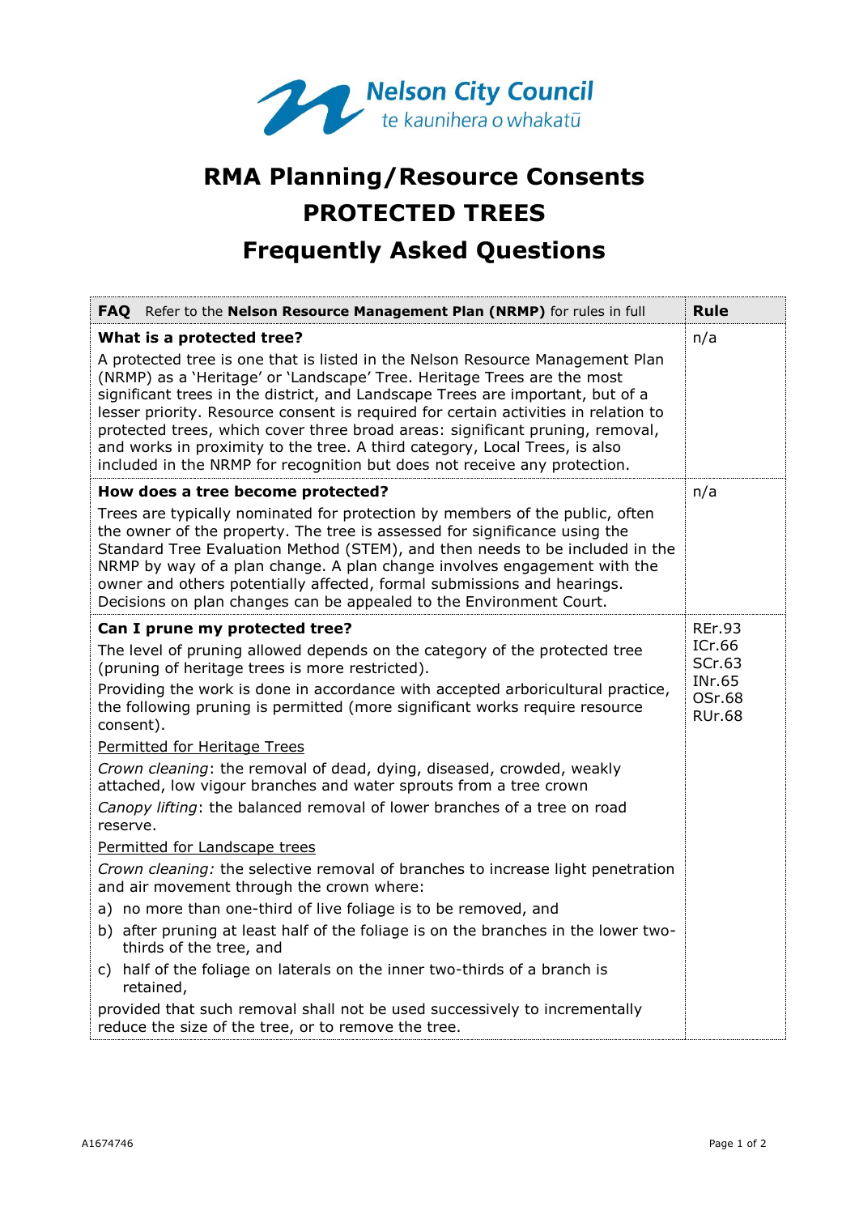Nelson City Council
te kaunihera o whakatū

# RMA Planning/Resource Consents
# PROTECTED TREES
# Frequently Asked Questions

| **FAQ** Refer to the **Nelson Resource Management Plan (NRMP)** for rules in full | **Rule** |
|---|---|
| **What is a protected tree?**<br>A protected tree is one that is listed in the Nelson Resource Management Plan (NRMP) as a 'Heritage' or 'Landscape' Tree. Heritage Trees are the most significant trees in the district, and Landscape Trees are important, but of a lesser priority. Resource consent is required for certain activities in relation to protected trees, which cover three broad areas: significant pruning, removal, and works in proximity to the tree. A third category, Local Trees, is also included in the NRMP for recognition but does not receive any protection. | n/a |
| **How does a tree become protected?**<br>Trees are typically nominated for protection by members of the public, often the owner of the property. The tree is assessed for significance using the Standard Tree Evaluation Method (STEM), and then needs to be included in the NRMP by way of a plan change. A plan change involves engagement with the owner and others potentially affected, formal submissions and hearings. Decisions on plan changes can be appealed to the Environment Court. | n/a |
| **Can I prune my protected tree?**<br>The level of pruning allowed depends on the category of the protected tree (pruning of heritage trees is more restricted).<br>Providing the work is done in accordance with accepted arboricultural practice, the following pruning is permitted (more significant works require resource consent).<br><u>Permitted for Heritage Trees</u><br>*Crown cleaning*: the removal of dead, dying, diseased, crowded, weakly attached, low vigour branches and water sprouts from a tree crown<br>*Canopy lifting*: the balanced removal of lower branches of a tree on road reserve.<br><u>Permitted for Landscape trees</u><br>*Crown cleaning:* the selective removal of branches to increase light penetration and air movement through the crown where:<br>a) no more than one-third of live foliage is to be removed, and<br>b) after pruning at least half of the foliage is on the branches in the lower two-thirds of the tree, and<br>c) half of the foliage on laterals on the inner two-thirds of a branch is retained,<br>provided that such removal shall not be used successively to incrementally reduce the size of the tree, or to remove the tree. | REr.93<br>ICr.66<br>SCr.63<br>INr.65<br>OSr.68<br>RUr.68 |

A1674746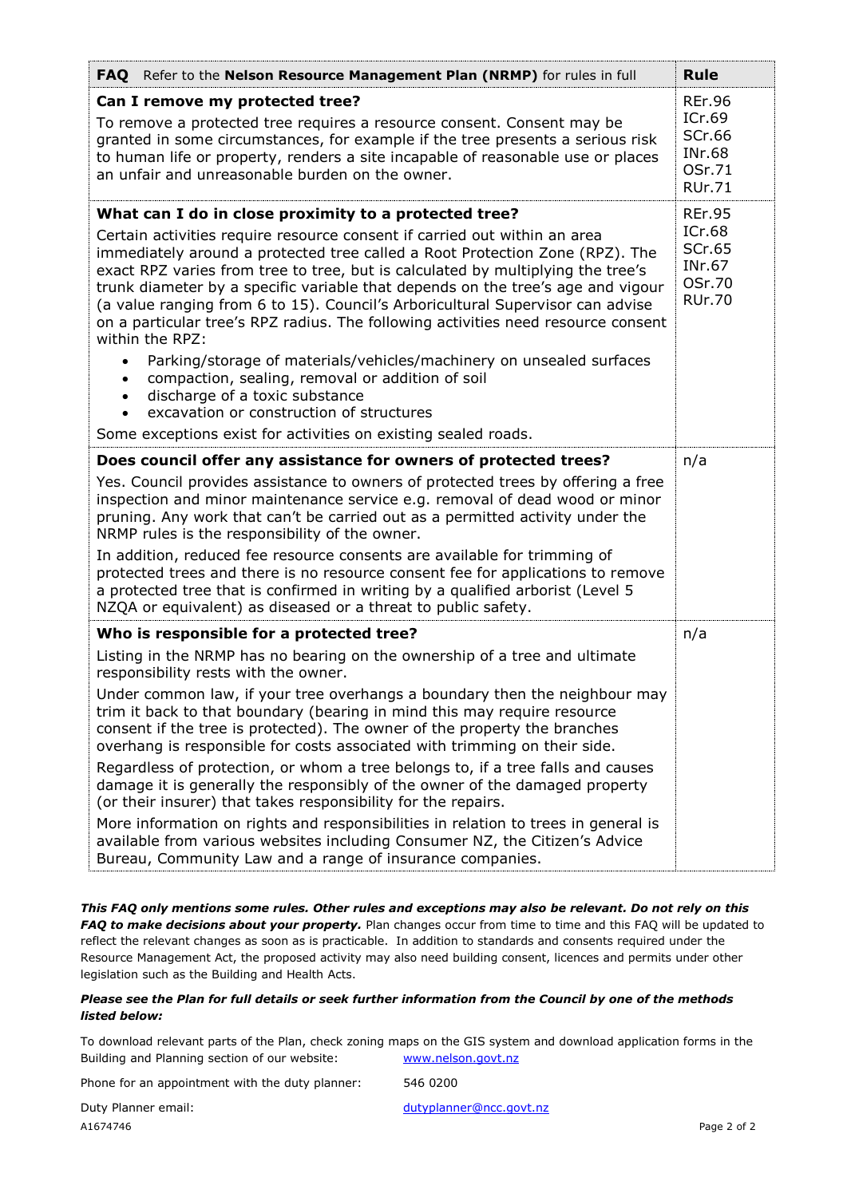| **FAQ** Refer to the **Nelson Resource Management Plan (NRMP)** for rules in full | **Rule** |
|---|---|
| **Can I remove my protected tree?**<br>To remove a protected tree requires a resource consent. Consent may be granted in some circumstances, for example if the tree presents a serious risk to human life or property, renders a site incapable of reasonable use or places an unfair and unreasonable burden on the owner. | REr.96<br>ICr.69<br>SCr.66<br>INr.68<br>OSr.71<br>RUr.71 |
| **What can I do in close proximity to a protected tree?**<br>Certain activities require resource consent if carried out within an area immediately around a protected tree called a Root Protection Zone (RPZ). The exact RPZ varies from tree to tree, but is calculated by multiplying the tree's trunk diameter by a specific variable that depends on the tree's age and vigour (a value ranging from 6 to 15). Council's Arboricultural Supervisor can advise on a particular tree's RPZ radius. The following activities need resource consent within the RPZ:<br>• Parking/storage of materials/vehicles/machinery on unsealed surfaces<br>• compaction, sealing, removal or addition of soil<br>• discharge of a toxic substance<br>• excavation or construction of structures<br>Some exceptions exist for activities on existing sealed roads. | REr.95<br>ICr.68<br>SCr.65<br>INr.67<br>OSr.70<br>RUr.70 |
| **Does council offer any assistance for owners of protected trees?**<br>Yes. Council provides assistance to owners of protected trees by offering a free inspection and minor maintenance service e.g. removal of dead wood or minor pruning. Any work that can't be carried out as a permitted activity under the NRMP rules is the responsibility of the owner.<br>In addition, reduced fee resource consents are available for trimming of protected trees and there is no resource consent fee for applications to remove a protected tree that is confirmed in writing by a qualified arborist (Level 5 NZQA or equivalent) as diseased or a threat to public safety. | n/a |
| **Who is responsible for a protected tree?**<br>Listing in the NRMP has no bearing on the ownership of a tree and ultimate responsibility rests with the owner.<br>Under common law, if your tree overhangs a boundary then the neighbour may trim it back to that boundary (bearing in mind this may require resource consent if the tree is protected). The owner of the property the branches overhang is responsible for costs associated with trimming on their side.<br>Regardless of protection, or whom a tree belongs to, if a tree falls and causes damage it is generally the responsibly of the owner of the damaged property (or their insurer) that takes responsibility for the repairs.<br>More information on rights and responsibilities in relation to trees in general is available from various websites including Consumer NZ, the Citizen's Advice Bureau, Community Law and a range of insurance companies. | n/a |

***This FAQ only mentions some rules. Other rules and exceptions may also be relevant. Do not rely on this FAQ to make decisions about your property.*** Plan changes occur from time to time and this FAQ will be updated to reflect the relevant changes as soon as is practicable. In addition to standards and consents required under the Resource Management Act, the proposed activity may also need building consent, licences and permits under other legislation such as the Building and Health Acts.

***Please see the Plan for full details or seek further information from the Council by one of the methods listed below:***

To download relevant parts of the Plan, check zoning maps on the GIS system and download application forms in the Building and Planning section of our website: www.nelson.govt.nz

Phone for an appointment with the duty planner: 546 0200

Duty Planner email: dutyplanner@ncc.govt.nz

A1674746